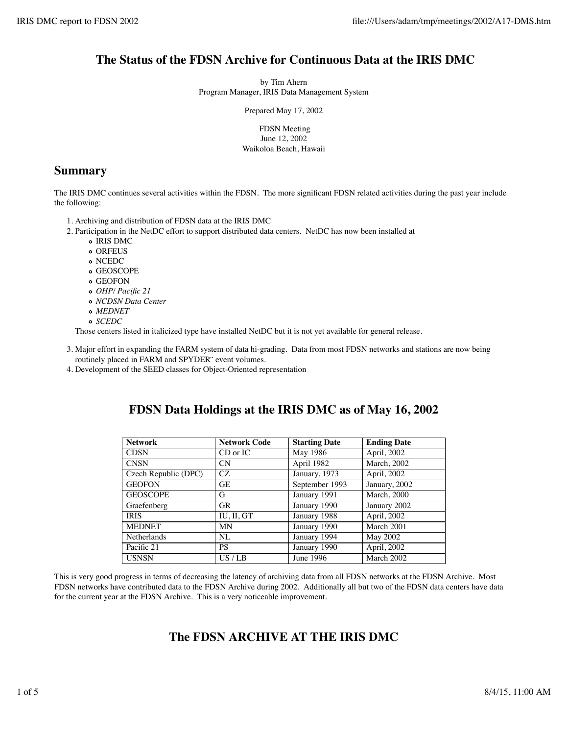# The Status of the FDSN Archive for Continuous Data at the IRIS DMC

by Tim Ahern
Program Manager, IRIS Data Management System

Prepared May 17, 2002

FDSN Meeting
June 12, 2002
Waikoloa Beach, Hawaii

## Summary

The IRIS DMC continues several activities within the FDSN. The more significant FDSN related activities during the past year include the following:

1. Archiving and distribution of FDSN data at the IRIS DMC
2. Participation in the NetDC effort to support distributed data centers. NetDC has now been installed at
   - IRIS DMC
   - ORFEUS
   - NCEDC
   - GEOSCOPE
   - GEOFON
   - *OHP/ Pacific 21*
   - *NCDSN Data Center*
   - *MEDNET*
   - *SCEDC*

   Those centers listed in italicized type have installed NetDC but it is not yet available for general release.
3. Major effort in expanding the FARM system of data hi-grading. Data from most FDSN networks and stations are now being routinely placed in FARM and SPYDER¨ event volumes.
4. Development of the SEED classes for Object-Oriented representation

## FDSN Data Holdings at the IRIS DMC as of May 16, 2002

| Network | Network Code | Starting Date | Ending Date |
|---|---|---|---|
| CDSN | CD or IC | May 1986 | April, 2002 |
| CNSN | CN | April 1982 | March, 2002 |
| Czech Republic (DPC) | CZ | January, 1973 | April, 2002 |
| GEOFON | GE | September 1993 | January, 2002 |
| GEOSCOPE | G | January 1991 | March, 2000 |
| Graefenberg | GR | January 1990 | January 2002 |
| IRIS | IU, II, GT | January 1988 | April, 2002 |
| MEDNET | MN | January 1990 | March 2001 |
| Netherlands | NL | January 1994 | May 2002 |
| Pacific 21 | PS | January 1990 | April, 2002 |
| USNSN | US / LB | June 1996 | March 2002 |

This is very good progress in terms of decreasing the latency of archiving data from all FDSN networks at the FDSN Archive. Most FDSN networks have contributed data to the FDSN Archive during 2002. Additionally all but two of the FDSN data centers have data for the current year at the FDSN Archive. This is a very noticeable improvement.

## The FDSN ARCHIVE AT THE IRIS DMC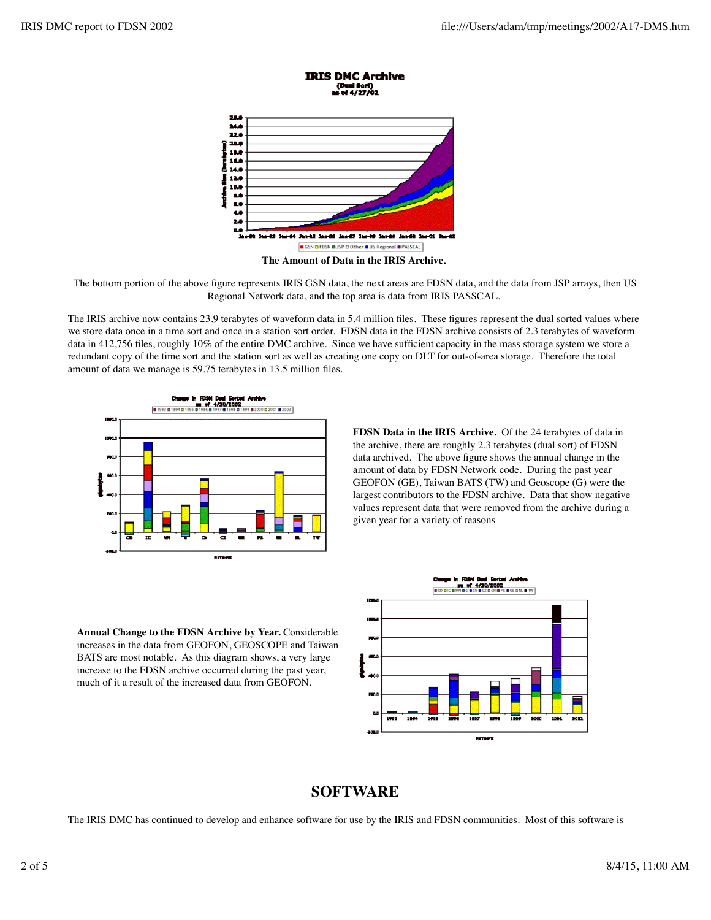**The Amount of Data in the IRIS Archive.**

The bottom portion of the above figure represents IRIS GSN data, the next areas are FDSN data, and the data from JSP arrays, then US Regional Network data, and the top area is data from IRIS PASSCAL.

The IRIS archive now contains 23.9 terabytes of waveform data in 5.4 million files. These figures represent the dual sorted values where we store data once in a time sort and once in a station sort order. FDSN data in the FDSN archive consists of 2.3 terabytes of waveform data in 412,756 files, roughly 10% of the entire DMC archive. Since we have sufficient capacity in the mass storage system we store a redundant copy of the time sort and the station sort as well as creating one copy on DLT for out-of-area storage. Therefore the total amount of data we manage is 59.75 terabytes in 13.5 million files.

**FDSN Data in the IRIS Archive.** Of the 24 terabytes of data in the archive, there are roughly 2.3 terabytes (dual sort) of FDSN data archived. The above figure shows the annual change in the amount of data by FDSN Network code. During the past year GEOFON (GE), Taiwan BATS (TW) and Geoscope (G) were the largest contributors to the FDSN archive. Data that show negative values represent data that were removed from the archive during a given year for a variety of reasons

**Annual Change to the FDSN Archive by Year.** Considerable increases in the data from GEOFON, GEOSCOPE and Taiwan BATS are most notable. As this diagram shows, a very large increase to the FDSN archive occurred during the past year, much of it a result of the increased data from GEOFON.

## SOFTWARE

The IRIS DMC has continued to develop and enhance software for use by the IRIS and FDSN communities. Most of this software is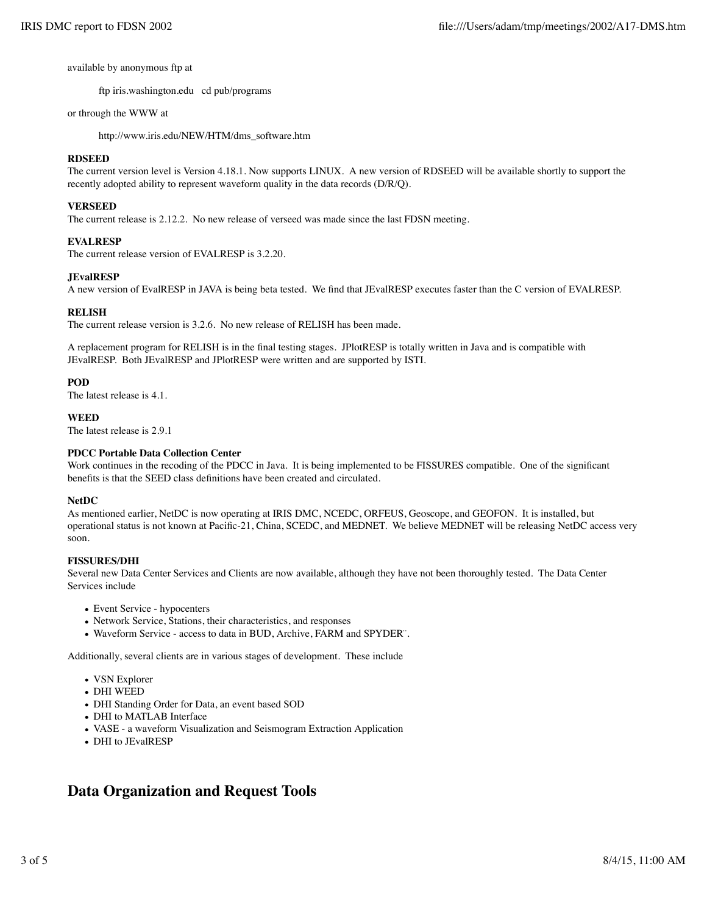available by anonymous ftp at

ftp iris.washington.edu   cd pub/programs

or through the WWW at

http://www.iris.edu/NEW/HTM/dms_software.htm

**RDSEED**
The current version level is Version 4.18.1. Now supports LINUX. A new version of RDSEED will be available shortly to support the recently adopted ability to represent waveform quality in the data records (D/R/Q).

**VERSEED**
The current release is 2.12.2. No new release of verseed was made since the last FDSN meeting.

**EVALRESP**
The current release version of EVALRESP is 3.2.20.

**JEvalRESP**
A new version of EvalRESP in JAVA is being beta tested. We find that JEvalRESP executes faster than the C version of EVALRESP.

**RELISH**
The current release version is 3.2.6. No new release of RELISH has been made.

A replacement program for RELISH is in the final testing stages. JPlotRESP is totally written in Java and is compatible with JEvalRESP. Both JEvalRESP and JPlotRESP were written and are supported by ISTI.

**POD**
The latest release is 4.1.

**WEED**
The latest release is 2.9.1

**PDCC Portable Data Collection Center**
Work continues in the recoding of the PDCC in Java. It is being implemented to be FISSURES compatible. One of the significant benefits is that the SEED class definitions have been created and circulated.

**NetDC**
As mentioned earlier, NetDC is now operating at IRIS DMC, NCEDC, ORFEUS, Geoscope, and GEOFON. It is installed, but operational status is not known at Pacific-21, China, SCEDC, and MEDNET. We believe MEDNET will be releasing NetDC access very soon.

**FISSURES/DHI**
Several new Data Center Services and Clients are now available, although they have not been thoroughly tested. The Data Center Services include

- Event Service - hypocenters
- Network Service, Stations, their characteristics, and responses
- Waveform Service - access to data in BUD, Archive, FARM and SPYDER¨.

Additionally, several clients are in various stages of development. These include

- VSN Explorer
- DHI WEED
- DHI Standing Order for Data, an event based SOD
- DHI to MATLAB Interface
- VASE - a waveform Visualization and Seismogram Extraction Application
- DHI to JEvalRESP

## Data Organization and Request Tools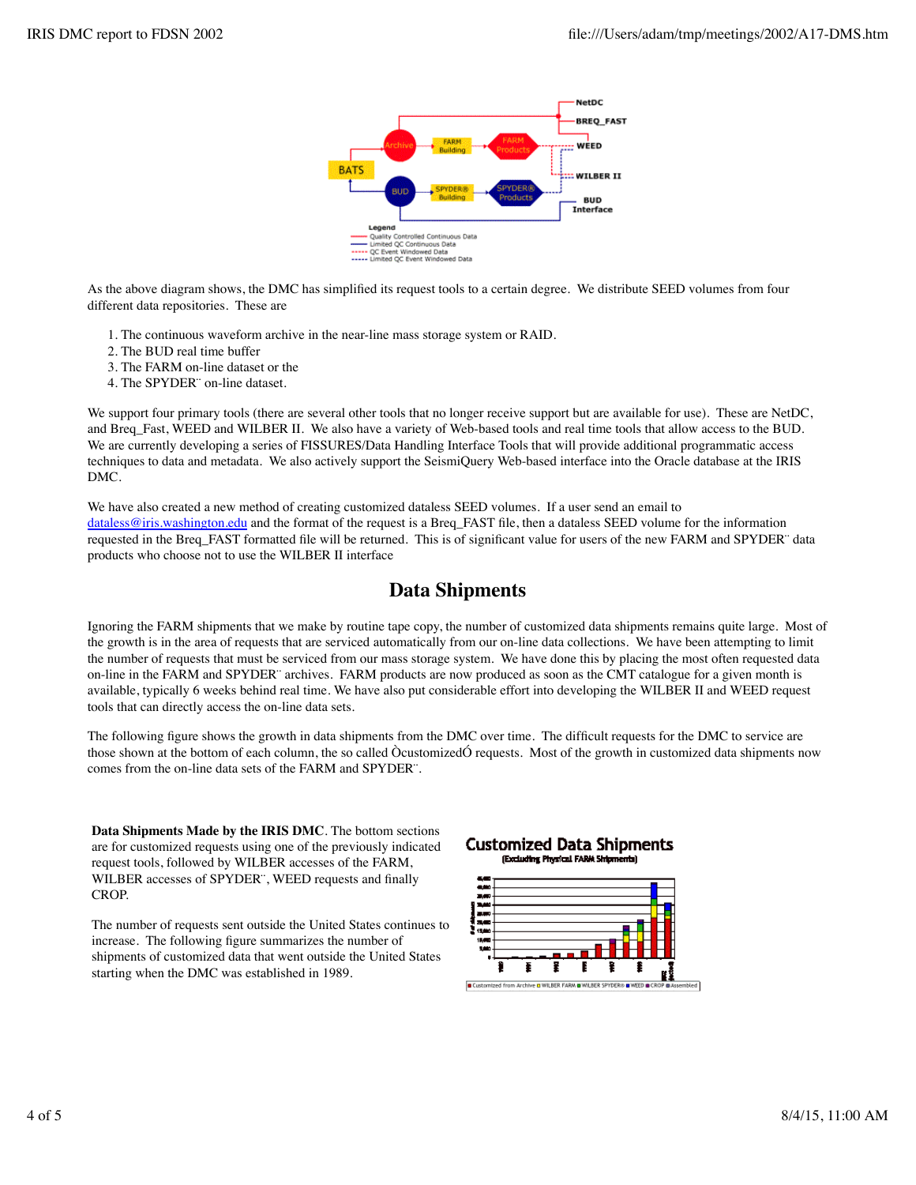As the above diagram shows, the DMC has simplified its request tools to a certain degree. We distribute SEED volumes from four different data repositories. These are

1. The continuous waveform archive in the near-line mass storage system or RAID.
2. The BUD real time buffer
3. The FARM on-line dataset or the
4. The SPYDER¨ on-line dataset.

We support four primary tools (there are several other tools that no longer receive support but are available for use). These are NetDC, and Breq_Fast, WEED and WILBER II. We also have a variety of Web-based tools and real time tools that allow access to the BUD. We are currently developing a series of FISSURES/Data Handling Interface Tools that will provide additional programmatic access techniques to data and metadata. We also actively support the SeismiQuery Web-based interface into the Oracle database at the IRIS DMC.

We have also created a new method of creating customized dataless SEED volumes. If a user send an email to dataless@iris.washington.edu and the format of the request is a Breq_FAST file, then a dataless SEED volume for the information requested in the Breq_FAST formatted file will be returned. This is of significant value for users of the new FARM and SPYDER¨ data products who choose not to use the WILBER II interface

## Data Shipments

Ignoring the FARM shipments that we make by routine tape copy, the number of customized data shipments remains quite large. Most of the growth is in the area of requests that are serviced automatically from our on-line data collections. We have been attempting to limit the number of requests that must be serviced from our mass storage system. We have done this by placing the most often requested data on-line in the FARM and SPYDER¨ archives. FARM products are now produced as soon as the CMT catalogue for a given month is available, typically 6 weeks behind real time. We have also put considerable effort into developing the WILBER II and WEED request tools that can directly access the on-line data sets.

The following figure shows the growth in data shipments from the DMC over time. The difficult requests for the DMC to service are those shown at the bottom of each column, the so called ÒcustomizedÓ requests. Most of the growth in customized data shipments now comes from the on-line data sets of the FARM and SPYDER¨.

**Data Shipments Made by the IRIS DMC**. The bottom sections are for customized requests using one of the previously indicated request tools, followed by WILBER accesses of the FARM, WILBER accesses of SPYDER¨, WEED requests and finally CROP.

The number of requests sent outside the United States continues to increase. The following figure summarizes the number of shipments of customized data that went outside the United States starting when the DMC was established in 1989.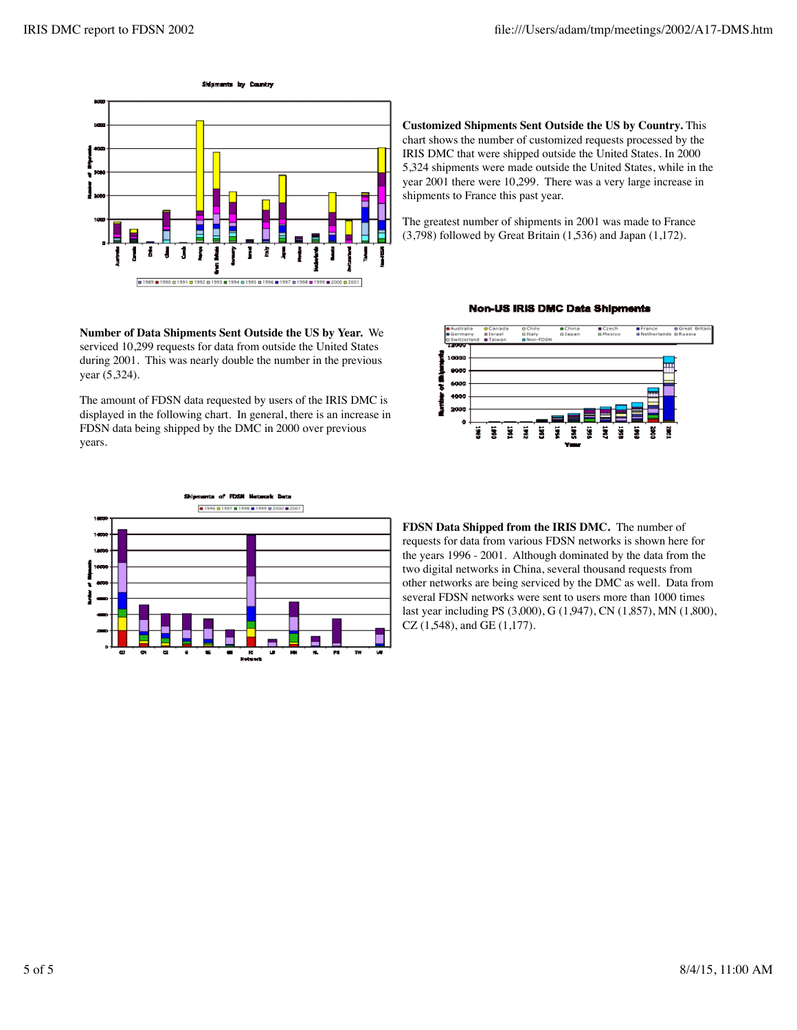Shipments by Country

Number of Shipments

Australia
Canada
Chile
China
Czech
France
Great Britain
Germany
Israel
Italy
Japan
Mexico
Netherlands
Russia
Switzerland
Taiwan
Non-FDSN

1989 1990 1991 1992 1993 1994 1995 1996 1997 1998 1999 2000 2001

**Customized Shipments Sent Outside the US by Country.** This chart shows the number of customized requests processed by the IRIS DMC that were shipped outside the United States. In 2000 5,324 shipments were made outside the United States, while in the year 2001 there were 10,299. There was a very large increase in shipments to France this past year.

The greatest number of shipments in 2001 was made to France (3,798) followed by Great Britain (1,536) and Japan (1,172).

**Number of Data Shipments Sent Outside the US by Year.** We serviced 10,299 requests for data from outside the United States during 2001. This was nearly double the number in the previous year (5,324).

The amount of FDSN data requested by users of the IRIS DMC is displayed in the following chart. In general, there is an increase in FDSN data being shipped by the DMC in 2000 over previous years.

Non-US IRIS DMC Data Shipments

Australia Canada Chile China Czech France Great Britain
Germany Israel Italy Japan Mexico Netherlands Russia
Switzerland Taiwan Non-FDSN

Number of Shipments

12000
10000
8000
6000
4000
2000
0

1989 1990 1991 1992 1993 1994 1995 1996 1997 1998 1999 2000 2001

Year

Shipments of FDSN Network Data

1996 1997 1998 1999 2000 2001

Number of Shipments

16000
14000
12000
10000
8000
6000
4000
2000
0

CD CN CZ G GE GE IC LU MN NL PS TW US

Network

**FDSN Data Shipped from the IRIS DMC.** The number of requests for data from various FDSN networks is shown here for the years 1996 - 2001. Although dominated by the data from the two digital networks in China, several thousand requests from other networks are being serviced by the DMC as well. Data from several FDSN networks were sent to users more than 1000 times last year including PS (3,000), G (1,947), CN (1,857), MN (1,800), CZ (1,548), and GE (1,177).